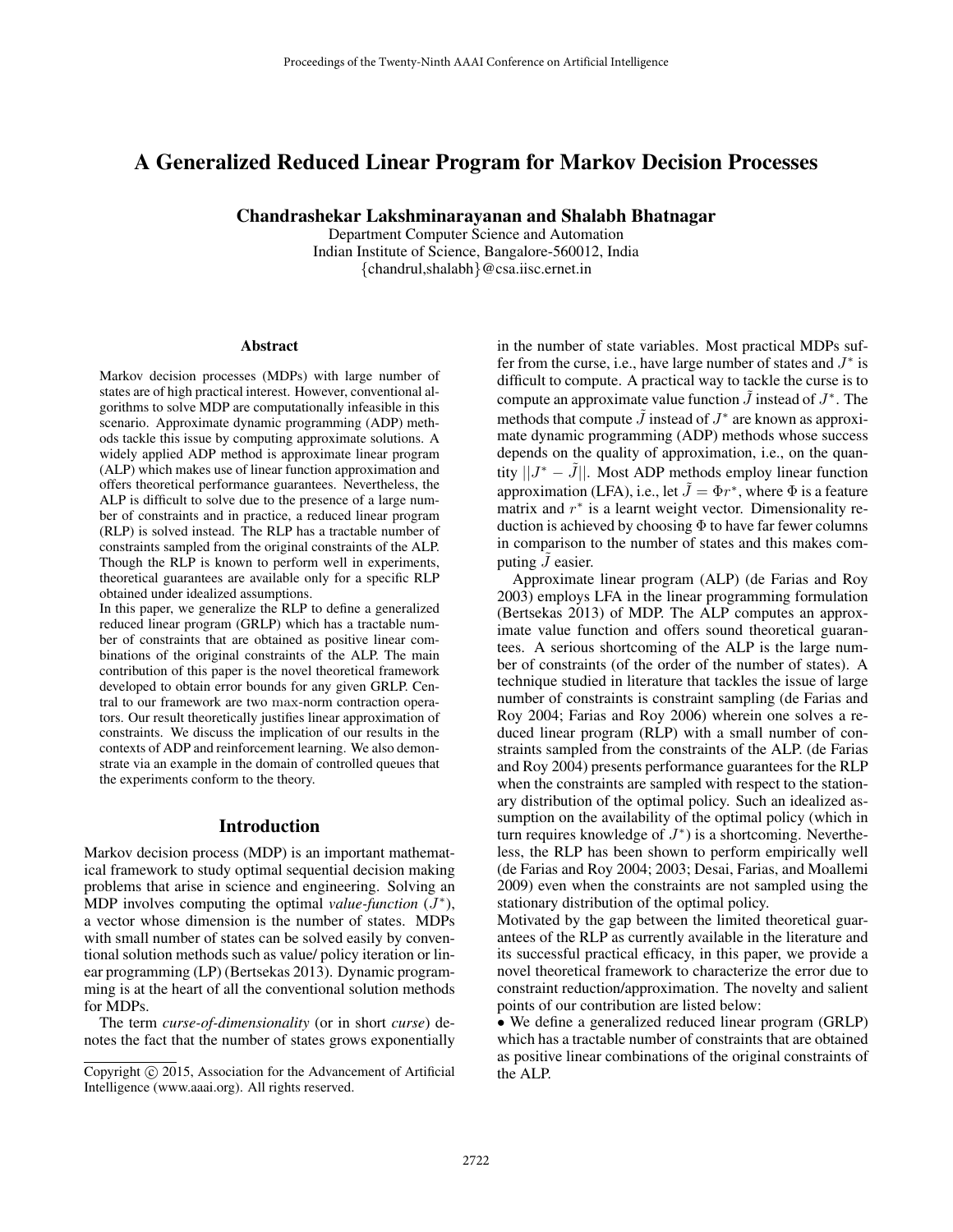# A Generalized Reduced Linear Program for Markov Decision Processes

**Chandrashekar Lakshminarayanan and Shalabh Bhatnagar**

Department Computer Science and Automation
Indian Institute of Science, Bangalore-560012, India
{chandrul,shalabh}@csa.iisc.ernet.in

## Abstract

Markov decision processes (MDPs) with large number of states are of high practical interest. However, conventional algorithms to solve MDP are computationally infeasible in this scenario. Approximate dynamic programming (ADP) methods tackle this issue by computing approximate solutions. A widely applied ADP method is approximate linear program (ALP) which makes use of linear function approximation and offers theoretical performance guarantees. Nevertheless, the ALP is difficult to solve due to the presence of a large number of constraints and in practice, a reduced linear program (RLP) is solved instead. The RLP has a tractable number of constraints sampled from the original constraints of the ALP. Though the RLP is known to perform well in experiments, theoretical guarantees are available only for a specific RLP obtained under idealized assumptions.

In this paper, we generalize the RLP to define a generalized reduced linear program (GRLP) which has a tractable number of constraints that are obtained as positive linear combinations of the original constraints of the ALP. The main contribution of this paper is the novel theoretical framework developed to obtain error bounds for any given GRLP. Central to our framework are two max-norm contraction operators. Our result theoretically justifies linear approximation of constraints. We discuss the implication of our results in the contexts of ADP and reinforcement learning. We also demonstrate via an example in the domain of controlled queues that the experiments conform to the theory.

## Introduction

Markov decision process (MDP) is an important mathematical framework to study optimal sequential decision making problems that arise in science and engineering. Solving an MDP involves computing the optimal *value-function* ($J^*$), a vector whose dimension is the number of states. MDPs with small number of states can be solved easily by conventional solution methods such as value/ policy iteration or linear programming (LP) (Bertsekas 2013). Dynamic programming is at the heart of all the conventional solution methods for MDPs.

The term *curse-of-dimensionality* (or in short *curse*) denotes the fact that the number of states grows exponentially in the number of state variables. Most practical MDPs suffer from the curse, i.e., have large number of states and $J^*$ is difficult to compute. A practical way to tackle the curse is to compute an approximate value function $\tilde{J}$ instead of $J^*$. The methods that compute $\tilde{J}$ instead of $J^*$ are known as approximate dynamic programming (ADP) methods whose success depends on the quality of approximation, i.e., on the quantity $||J^* - \tilde{J}||$. Most ADP methods employ linear function approximation (LFA), i.e., let $\tilde{J} = \Phi r^*$, where $\Phi$ is a feature matrix and $r^*$ is a learnt weight vector. Dimensionality reduction is achieved by choosing $\Phi$ to have far fewer columns in comparison to the number of states and this makes computing $\tilde{J}$ easier.

Approximate linear program (ALP) (de Farias and Roy 2003) employs LFA in the linear programming formulation (Bertsekas 2013) of MDP. The ALP computes an approximate value function and offers sound theoretical guarantees. A serious shortcoming of the ALP is the large number of constraints (of the order of the number of states). A technique studied in literature that tackles the issue of large number of constraints is constraint sampling (de Farias and Roy 2004; Farias and Roy 2006) wherein one solves a reduced linear program (RLP) with a small number of constraints sampled from the constraints of the ALP. (de Farias and Roy 2004) presents performance guarantees for the RLP when the constraints are sampled with respect to the stationary distribution of the optimal policy. Such an idealized assumption on the availability of the optimal policy (which in turn requires knowledge of $J^*$) is a shortcoming. Nevertheless, the RLP has been shown to perform empirically well (de Farias and Roy 2004; 2003; Desai, Farias, and Moallemi 2009) even when the constraints are not sampled using the stationary distribution of the optimal policy.

Motivated by the gap between the limited theoretical guarantees of the RLP as currently available in the literature and its successful practical efficacy, in this paper, we provide a novel theoretical framework to characterize the error due to constraint reduction/approximation. The novelty and salient points of our contribution are listed below:

- We define a generalized reduced linear program (GRLP) which has a tractable number of constraints that are obtained as positive linear combinations of the original constraints of the ALP.

Copyright © 2015, Association for the Advancement of Artificial Intelligence (www.aaai.org). All rights reserved.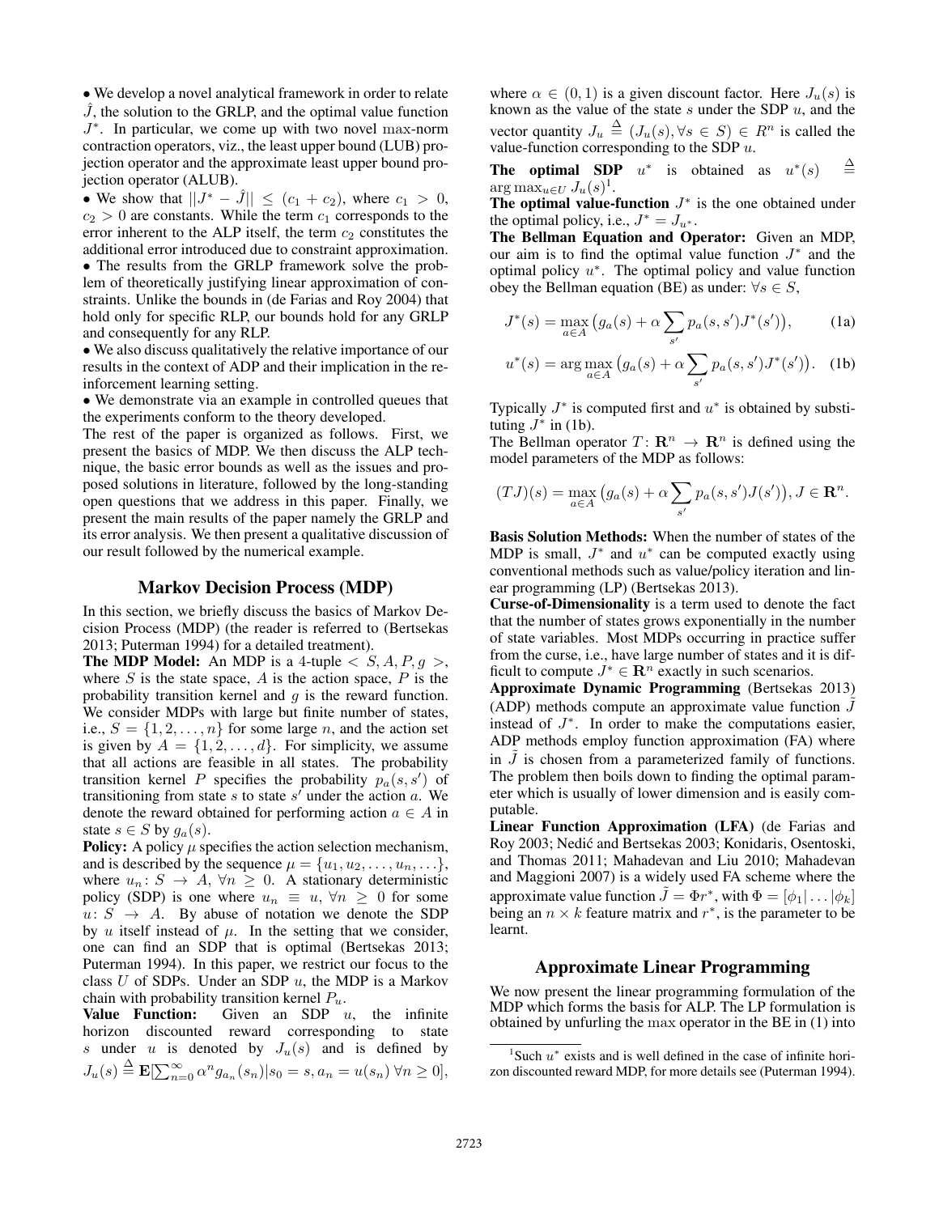• We develop a novel analytical framework in order to relate $\hat{J}$, the solution to the GRLP, and the optimal value function $J^*$. In particular, we come up with two novel max-norm contraction operators, viz., the least upper bound (LUB) projection operator and the approximate least upper bound projection operator (ALUB).

• We show that $||J^* - \hat{J}|| \leq (c_1 + c_2)$, where $c_1 > 0$, $c_2 > 0$ are constants. While the term $c_1$ corresponds to the error inherent to the ALP itself, the term $c_2$ constitutes the additional error introduced due to constraint approximation.

• The results from the GRLP framework solve the problem of theoretically justifying linear approximation of constraints. Unlike the bounds in (de Farias and Roy 2004) that hold only for specific RLP, our bounds hold for any GRLP and consequently for any RLP.

• We also discuss qualitatively the relative importance of our results in the context of ADP and their implication in the reinforcement learning setting.

• We demonstrate via an example in controlled queues that the experiments conform to the theory developed.

The rest of the paper is organized as follows. First, we present the basics of MDP. We then discuss the ALP technique, the basic error bounds as well as the issues and proposed solutions in literature, followed by the long-standing open questions that we address in this paper. Finally, we present the main results of the paper namely the GRLP and its error analysis. We then present a qualitative discussion of our result followed by the numerical example.

## Markov Decision Process (MDP)

In this section, we briefly discuss the basics of Markov Decision Process (MDP) (the reader is referred to (Bertsekas 2013; Puterman 1994) for a detailed treatment).

**The MDP Model:** An MDP is a 4-tuple $< S, A, P, g >$, where $S$ is the state space, $A$ is the action space, $P$ is the probability transition kernel and $g$ is the reward function. We consider MDPs with large but finite number of states, i.e., $S = \{1, 2, \ldots, n\}$ for some large $n$, and the action set is given by $A = \{1, 2, \ldots, d\}$. For simplicity, we assume that all actions are feasible in all states. The probability transition kernel $P$ specifies the probability $p_a(s, s')$ of transitioning from state $s$ to state $s'$ under the action $a$. We denote the reward obtained for performing action $a \in A$ in state $s \in S$ by $g_a(s)$.

**Policy:** A policy $\mu$ specifies the action selection mechanism, and is described by the sequence $\mu = \{u_1, u_2, \ldots, u_n, \ldots\}$, where $u_n \colon S \rightarrow A$, $\forall n \geq 0$. A stationary deterministic policy (SDP) is one where $u_n \equiv u$, $\forall n \geq 0$ for some $u \colon S \rightarrow A$. By abuse of notation we denote the SDP by $u$ itself instead of $\mu$. In the setting that we consider, one can find an SDP that is optimal (Bertsekas 2013; Puterman 1994). In this paper, we restrict our focus to the class $U$ of SDPs. Under an SDP $u$, the MDP is a Markov chain with probability transition kernel $P_u$.

**Value Function:** Given an SDP $u$, the infinite horizon discounted reward corresponding to state $s$ under $u$ is denoted by $J_u(s)$ and is defined by $J_u(s) \stackrel{\Delta}{=} \mathbf{E}[\sum_{n=0}^{\infty} \alpha^n g_{a_n}(s_n) | s_0 = s, a_n = u(s_n) \; \forall n \geq 0]$, where $\alpha \in (0, 1)$ is a given discount factor. Here $J_u(s)$ is known as the value of the state $s$ under the SDP $u$, and the vector quantity $J_u \stackrel{\Delta}{=} (J_u(s), \forall s \in S) \in R^n$ is called the value-function corresponding to the SDP $u$.

**The optimal SDP** $u^*$ is obtained as $u^*(s) \stackrel{\Delta}{=} \arg\max_{u \in U} J_u(s)$[1].

**The optimal value-function** $J^*$ is the one obtained under the optimal policy, i.e., $J^* = J_{u^*}$.

**The Bellman Equation and Operator:** Given an MDP, our aim is to find the optimal value function $J^*$ and the optimal policy $u^*$. The optimal policy and value function obey the Bellman equation (BE) as under: $\forall s \in S$,

$$J^*(s) = \max_{a \in A} \big( g_a(s) + \alpha \sum_{s'} p_a(s, s') J^*(s') \big), \tag{1a}$$

$$u^*(s) = \arg\max_{a \in A} \big( g_a(s) + \alpha \sum_{s'} p_a(s, s') J^*(s') \big). \tag{1b}$$

Typically $J^*$ is computed first and $u^*$ is obtained by substituting $J^*$ in (1b).

The Bellman operator $T \colon \mathbf{R}^n \rightarrow \mathbf{R}^n$ is defined using the model parameters of the MDP as follows:

$$(TJ)(s) = \max_{a \in A} \big( g_a(s) + \alpha \sum_{s'} p_a(s, s') J(s') \big), J \in \mathbf{R}^n.$$

**Basis Solution Methods:** When the number of states of the MDP is small, $J^*$ and $u^*$ can be computed exactly using conventional methods such as value/policy iteration and linear programming (LP) (Bertsekas 2013).

**Curse-of-Dimensionality** is a term used to denote the fact that the number of states grows exponentially in the number of state variables. Most MDPs occurring in practice suffer from the curse, i.e., have large number of states and it is difficult to compute $J^* \in \mathbf{R}^n$ exactly in such scenarios.

**Approximate Dynamic Programming** (Bertsekas 2013) (ADP) methods compute an approximate value function $\tilde{J}$ instead of $J^*$. In order to make the computations easier, ADP methods employ function approximation (FA) where in $\tilde{J}$ is chosen from a parameterized family of functions. The problem then boils down to finding the optimal parameter which is usually of lower dimension and is easily computable.

**Linear Function Approximation (LFA)** (de Farias and Roy 2003; Nedić and Bertsekas 2003; Konidaris, Osentoski, and Thomas 2011; Mahadevan and Liu 2010; Mahadevan and Maggioni 2007) is a widely used FA scheme where the approximate value function $\tilde{J} = \Phi r^*$, with $\Phi = [\phi_1 | \ldots | \phi_k]$ being an $n \times k$ feature matrix and $r^*$, is the parameter to be learnt.

## Approximate Linear Programming

We now present the linear programming formulation of the MDP which forms the basis for ALP. The LP formulation is obtained by unfurling the max operator in the BE in (1) into

[1] Such $u^*$ exists and is well defined in the case of infinite horizon discounted reward MDP, for more details see (Puterman 1994).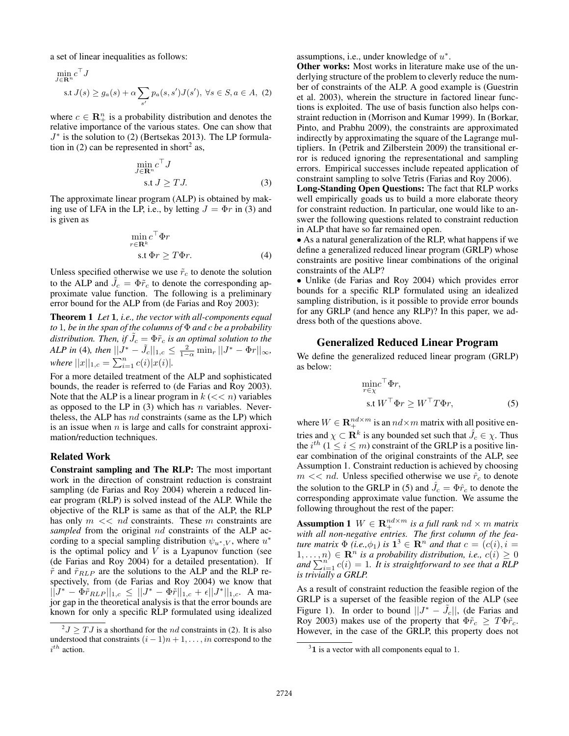a set of linear inequalities as follows:

$$\min_{J \in \mathbf{R}^n} c^\top J$$
$$\text{s.t } J(s) \geq g_a(s) + \alpha \sum_{s'} p_a(s,s')J(s'),\ \forall s \in S, a \in A, \quad (2)$$

where $c \in \mathbf{R}^n_+$ is a probability distribution and denotes the relative importance of the various states. One can show that $J^*$ is the solution to (2) (Bertsekas 2013). The LP formulation in (2) can be represented in short[2] as,

$$\min_{J \in \mathbf{R}^n} c^\top J$$
$$\text{s.t } J \geq TJ. \quad (3)$$

The approximate linear program (ALP) is obtained by making use of LFA in the LP, i.e., by letting $J = \Phi r$ in (3) and is given as

$$\min_{r \in \mathbf{R}^k} c^\top \Phi r$$
$$\text{s.t } \Phi r \geq T \Phi r. \quad (4)$$

Unless specified otherwise we use $\tilde{r}_c$ to denote the solution to the ALP and $\tilde{J}_c = \Phi \tilde{r}_c$ to denote the corresponding approximate value function. The following is a preliminary error bound for the ALP from (de Farias and Roy 2003):

**Theorem 1** *Let* $\mathbf{1}$*, i.e., the vector with all-components equal to* 1*, be in the span of the columns of* $\Phi$ *and* $c$ *be a probability distribution. Then, if* $\tilde{J}_c = \Phi\tilde{r}_c$ *is an optimal solution to the ALP in* (4)*, then* $||J^* - \tilde{J}_c||_{1,c} \leq \frac{2}{1-\alpha}\min_r ||J^* - \Phi r||_\infty$*, where* $||x||_{1,c} = \sum_{i=1}^n c(i)|x(i)|$*.*

For a more detailed treatment of the ALP and sophisticated bounds, the reader is referred to (de Farias and Roy 2003). Note that the ALP is a linear program in $k$ ($<< n$) variables as opposed to the LP in (3) which has $n$ variables. Nevertheless, the ALP has $nd$ constraints (same as the LP) which is an issue when $n$ is large and calls for constraint approximation/reduction techniques.

## Related Work

**Constraint sampling and The RLP:** The most important work in the direction of constraint reduction is constraint sampling (de Farias and Roy 2004) wherein a reduced linear program (RLP) is solved instead of the ALP. While the objective of the RLP is same as that of the ALP, the RLP has only $m << nd$ constraints. These $m$ constraints are *sampled* from the original $nd$ constraints of the ALP according to a special sampling distribution $\psi_{u^*,V}$, where $u^*$ is the optimal policy and $V$ is a Lyapunov function (see (de Farias and Roy 2004) for a detailed presentation). If $\tilde{r}$ and $\tilde{r}_{RLP}$ are the solutions to the ALP and the RLP respectively, from (de Farias and Roy 2004) we know that $||J^* - \Phi\tilde{r}_{RLP}||_{1,c} \leq ||J^* - \Phi\tilde{r}||_{1,c} + \epsilon||J^*||_{1,c}$. A major gap in the theoretical analysis is that the error bounds are known for only a specific RLP formulated using idealized assumptions, i.e., under knowledge of $u^*$.

**Other works:** Most works in literature make use of the underlying structure of the problem to cleverly reduce the number of constraints of the ALP. A good example is (Guestrin et al. 2003), wherein the structure in factored linear functions is exploited. The use of basis function also helps constraint reduction in (Morrison and Kumar 1999). In (Borkar, Pinto, and Prabhu 2009), the constraints are approximated indirectly by approximating the square of the Lagrange multipliers. In (Petrik and Zilberstein 2009) the transitional error is reduced ignoring the representational and sampling errors. Empirical successes include repeated application of constraint sampling to solve Tetris (Farias and Roy 2006).

**Long-Standing Open Questions:** The fact that RLP works well empirically goads us to build a more elaborate theory for constraint reduction. In particular, one would like to answer the following questions related to constraint reduction in ALP that have so far remained open.

- As a natural generalization of the RLP, what happens if we define a generalized reduced linear program (GRLP) whose constraints are positive linear combinations of the original constraints of the ALP?
- Unlike (de Farias and Roy 2004) which provides error bounds for a specific RLP formulated using an idealized sampling distribution, is it possible to provide error bounds for any GRLP (and hence any RLP)? In this paper, we address both of the questions above.

## Generalized Reduced Linear Program

We define the generalized reduced linear program (GRLP) as below:

$$\min_{r \in \chi} c^\top \Phi r,$$
$$\text{s.t } W^\top \Phi r \geq W^\top T \Phi r, \quad (5)$$

where $W \in \mathbf{R}^{nd \times m}_+$ is an $nd \times m$ matrix with all positive entries and $\chi \subset \mathbf{R}^k$ is any bounded set such that $\hat{J}_c \in \chi$. Thus the $i^{th}$ ($1 \leq i \leq m$) constraint of the GRLP is a positive linear combination of the original constraints of the ALP, see Assumption 1. Constraint reduction is achieved by choosing $m << nd$. Unless specified otherwise we use $\hat{r}_c$ to denote the solution to the GRLP in (5) and $\hat{J}_c = \Phi\hat{r}_c$ to denote the corresponding approximate value function. We assume the following throughout the rest of the paper:

**Assumption 1** $W \in \mathbf{R}^{nd \times m}_+$ *is a full rank* $nd \times m$ *matrix with all non-negative entries. The first column of the feature matrix* $\Phi$ *(i.e.,*$\phi_1$*) is* $\mathbf{1}$[3] $\in \mathbf{R}^n$ *and that* $c = (c(i), i = 1, \ldots, n) \in \mathbf{R}^n$ *is a probability distribution, i.e.,* $c(i) \geq 0$ *and* $\sum_{i=1}^n c(i) = 1$*. It is straightforward to see that a RLP is trivially a GRLP.*

As a result of constraint reduction the feasible region of the GRLP is a superset of the feasible region of the ALP (see Figure 1). In order to bound $||J^* - \tilde{J}_c||$, (de Farias and Roy 2003) makes use of the property that $\Phi\tilde{r}_c \geq T\Phi\tilde{r}_c$. However, in the case of the GRLP, this property does not

[2] $J \geq TJ$ is a shorthand for the $nd$ constraints in (2). It is also understood that constraints $(i-1)n+1, \ldots, in$ correspond to the $i^{th}$ action.

[3] $\mathbf{1}$ is a vector with all components equal to 1.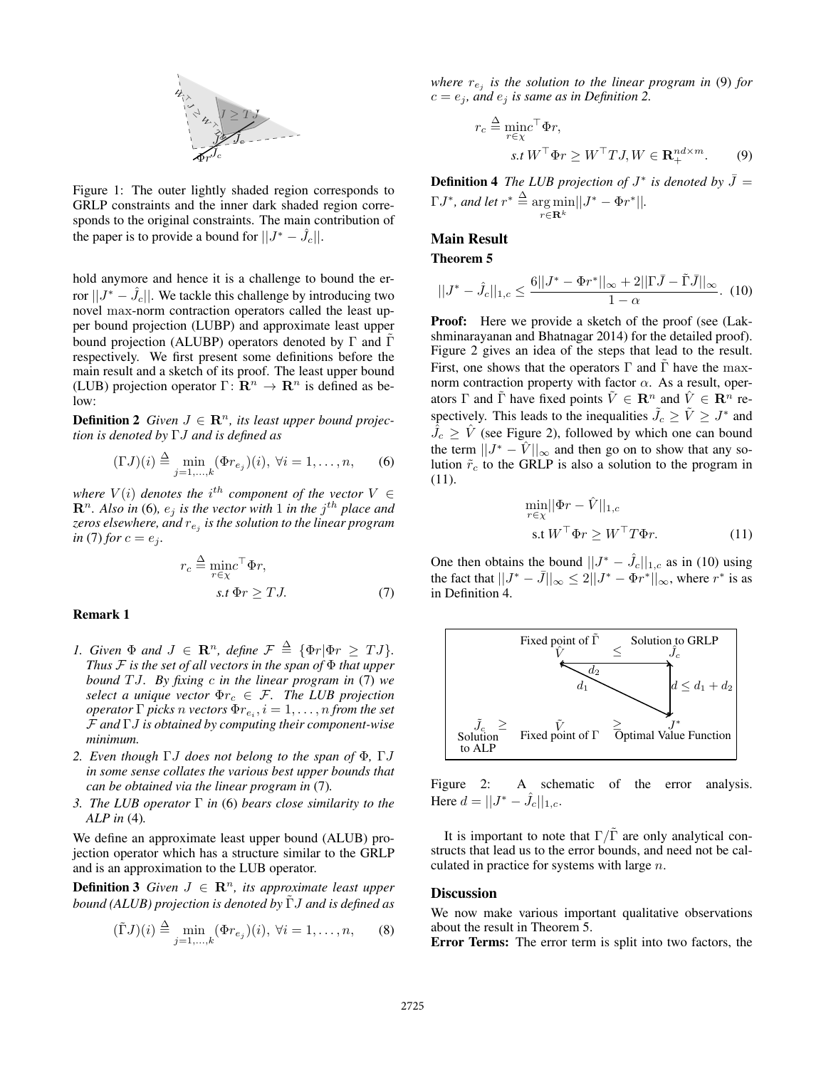Figure 1: The outer lightly shaded region corresponds to GRLP constraints and the inner dark shaded region corresponds to the original constraints. The main contribution of the paper is to provide a bound for $||J^* - \hat{J}_c||$.

hold anymore and hence it is a challenge to bound the error $||J^* - \hat{J}_c||$. We tackle this challenge by introducing two novel max-norm contraction operators called the least upper bound projection (LUBP) and approximate least upper bound projection (ALUBP) operators denoted by $\Gamma$ and $\tilde{\Gamma}$ respectively. We first present some definitions before the main result and a sketch of its proof. The least upper bound (LUB) projection operator $\Gamma\colon \mathbf{R}^n \to \mathbf{R}^n$ is defined as below:

**Definition 2** *Given $J \in \mathbf{R}^n$, its least upper bound projection is denoted by $\Gamma J$ and is defined as*

$$(\Gamma J)(i) \stackrel{\Delta}{=} \min_{j=1,\ldots,k} (\Phi r_{e_j})(i),\ \forall i = 1,\ldots,n, \qquad (6)$$

*where $V(i)$ denotes the $i^{th}$ component of the vector $V \in \mathbf{R}^n$. Also in* (6)*, $e_j$ is the vector with 1 in the $j^{th}$ place and zeros elsewhere, and $r_{e_j}$ is the solution to the linear program in* (7) *for $c = e_j$.*

$$r_c \stackrel{\Delta}{=} \min_{r\in\chi} c^\top \Phi r,$$
$$\text{s.t } \Phi r \geq TJ. \qquad (7)$$

**Remark 1**

1. *Given $\Phi$ and $J \in \mathbf{R}^n$, define $\mathcal{F} \stackrel{\Delta}{=} \{\Phi r | \Phi r \geq TJ\}$. Thus $\mathcal{F}$ is the set of all vectors in the span of $\Phi$ that upper bound $TJ$. By fixing $c$ in the linear program in* (7) *we select a unique vector $\Phi r_c \in \mathcal{F}$. The LUB projection operator $\Gamma$ picks $n$ vectors $\Phi r_{e_i}, i = 1,\ldots,n$ from the set $\mathcal{F}$ and $\Gamma J$ is obtained by computing their component-wise minimum.*
2. *Even though $\Gamma J$ does not belong to the span of $\Phi$, $\Gamma J$ in some sense collates the various best upper bounds that can be obtained via the linear program in* (7)*.*
3. *The LUB operator $\Gamma$ in* (6) *bears close similarity to the ALP in* (4)*.*

We define an approximate least upper bound (ALUB) projection operator which has a structure similar to the GRLP and is an approximation to the LUB operator.

**Definition 3** *Given $J \in \mathbf{R}^n$, its approximate least upper bound (ALUB) projection is denoted by $\tilde{\Gamma} J$ and is defined as*

$$(\tilde{\Gamma} J)(i) \stackrel{\Delta}{=} \min_{j=1,\ldots,k} (\Phi r_{e_j})(i),\ \forall i = 1,\ldots,n, \qquad (8)$$

*where $r_{e_j}$ is the solution to the linear program in* (9) *for $c = e_j$, and $e_j$ is same as in Definition 2.*

$$r_c \stackrel{\Delta}{=} \min_{r\in\chi} c^\top \Phi r,$$
$$\text{s.t } W^\top \Phi r \geq W^\top TJ, W \in \mathbf{R}_+^{nd\times m}. \qquad (9)$$

**Definition 4** *The LUB projection of $J^*$ is denoted by $\bar{J} = \Gamma J^*$, and let $r^* \stackrel{\Delta}{=} \arg\min_{r\in\mathbf{R}^k} ||J^* - \Phi r^*||$.*

## Main Result

**Theorem 5**

$$||J^* - \hat{J}_c||_{1,c} \leq \frac{6||J^* - \Phi r^*||_\infty + 2||\Gamma \bar{J} - \tilde{\Gamma}\bar{J}||_\infty}{1-\alpha}. \qquad (10)$$

**Proof:** Here we provide a sketch of the proof (see (Lakshminarayanan and Bhatnagar 2014) for the detailed proof). Figure 2 gives an idea of the steps that lead to the result. First, one shows that the operators $\Gamma$ and $\tilde{\Gamma}$ have the max-norm contraction property with factor $\alpha$. As a result, operators $\Gamma$ and $\tilde{\Gamma}$ have fixed points $\tilde{V} \in \mathbf{R}^n$ and $\hat{V} \in \mathbf{R}^n$ respectively. This leads to the inequalities $\tilde{J}_c \geq \tilde{V} \geq J^*$ and $\hat{J}_c \geq \hat{V}$ (see Figure 2), followed by which one can bound the term $||J^* - \hat{V}||_\infty$ and then go on to show that any solution $\tilde{r}_c$ to the GRLP is also a solution to the program in (11).

$$\min_{r\in\chi} ||\Phi r - \hat{V}||_{1,c}$$
$$\text{s.t } W^\top \Phi r \geq W^\top T \Phi r. \qquad (11)$$

One then obtains the bound $||J^* - \hat{J}_c||_{1,c}$ as in (10) using the fact that $||J^* - \bar{J}||_\infty \leq 2||J^* - \Phi r^*||_\infty$, where $r^*$ is as in Definition 4.

Figure 2: A schematic of the error analysis. Here $d = ||J^* - \hat{J}_c||_{1,c}$.

It is important to note that $\Gamma/\tilde{\Gamma}$ are only analytical constructs that lead us to the error bounds, and need not be calculated in practice for systems with large $n$.

## Discussion

We now make various important qualitative observations about the result in Theorem 5.

**Error Terms:** The error term is split into two factors, the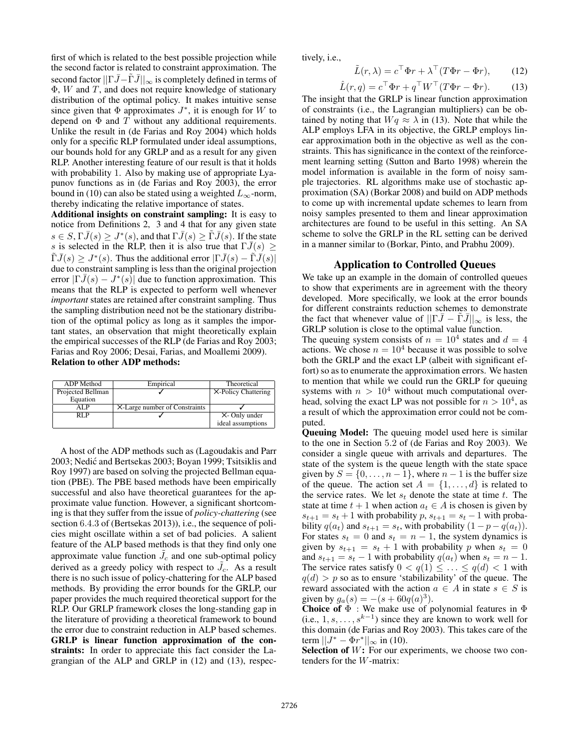first of which is related to the best possible projection while the second factor is related to constraint approximation. The second factor $||\Gamma\bar{J}-\tilde{\Gamma}\bar{J}||_\infty$ is completely defined in terms of $\Phi$, $W$ and $T$, and does not require knowledge of stationary distribution of the optimal policy. It makes intuitive sense since given that $\Phi$ approximates $J^*$, it is enough for $W$ to depend on $\Phi$ and $T$ without any additional requirements. Unlike the result in (de Farias and Roy 2004) which holds only for a specific RLP formulated under ideal assumptions, our bounds hold for any GRLP and as a result for any given RLP. Another interesting feature of our result is that it holds with probability 1. Also by making use of appropriate Lyapunov functions as in (de Farias and Roy 2003), the error bound in (10) can also be stated using a weighted $L_\infty$-norm, thereby indicating the relative importance of states.

**Additional insights on constraint sampling:** It is easy to notice from Definitions 2, 3 and 4 that for any given state $s\in S, \Gamma\bar{J}(s)\geq J^*(s)$, and that $\Gamma\bar{J}(s)\geq\tilde{\Gamma}\bar{J}(s)$. If the state $s$ is selected in the RLP, then it is also true that $\Gamma\bar{J}(s)\geq\tilde{\Gamma}\bar{J}(s)\geq J^*(s)$. Thus the additional error $|\Gamma\bar{J}(s)-\tilde{\Gamma}\bar{J}(s)|$ due to constraint sampling is less than the original projection error $|\Gamma\bar{J}(s)-J^*(s)|$ due to function approximation. This means that the RLP is expected to perform well whenever *important* states are retained after constraint sampling. Thus the sampling distribution need not be the stationary distribution of the optimal policy as long as it samples the important states, an observation that might theoretically explain the empirical successes of the RLP (de Farias and Roy 2003; Farias and Roy 2006; Desai, Farias, and Moallemi 2009).

**Relation to other ADP methods:**

| ADP Method | Empirical | Theoretical |
|---|---|---|
| Projected Bellman Equation | ✓ | ✗-Policy Chattering |
| ALP | ✗-Large number of Constraints | ✓ |
| RLP | ✓ | ✗- Only under ideal assumptions |

A host of the ADP methods such as (Lagoudakis and Parr 2003; Nedić and Bertsekas 2003; Boyan 1999; Tsitsiklis and Roy 1997) are based on solving the projected Bellman equation (PBE). The PBE based methods have been empirically successful and also have theoretical guarantees for the approximate value function. However, a significant shortcoming is that they suffer from the issue of *policy-chattering* (see section 6.4.3 of (Bertsekas 2013)), i.e., the sequence of policies might oscillate within a set of bad policies. A salient feature of the ALP based methods is that they find only one approximate value function $\tilde{J}_c$ and one sub-optimal policy derived as a greedy policy with respect to $\tilde{J}_c$. As a result there is no such issue of policy-chattering for the ALP based methods. By providing the error bounds for the GRLP, our paper provides the much required theoretical support for the RLP. Our GRLP framework closes the long-standing gap in the literature of providing a theoretical framework to bound the error due to constraint reduction in ALP based schemes.

**GRLP is linear function approximation of the constraints:** In order to appreciate this fact consider the Lagrangian of the ALP and GRLP in (12) and (13), respectively, i.e.,

$$\tilde{L}(r,\lambda)=c^\top\Phi r+\lambda^\top(T\Phi r-\Phi r), \tag{12}$$

$$\hat{L}(r,q)=c^\top\Phi r+q^\top W^\top(T\Phi r-\Phi r). \tag{13}$$

The insight that the GRLP is linear function approximation of constraints (i.e., the Lagrangian multipliers) can be obtained by noting that $Wq\approx\lambda$ in (13). Note that while the ALP employs LFA in its objective, the GRLP employs linear approximation both in the objective as well as the constraints. This has significance in the context of the reinforcement learning setting (Sutton and Barto 1998) wherein the model information is available in the form of noisy sample trajectories. RL algorithms make use of stochastic approximation (SA) (Borkar 2008) and build on ADP methods to come up with incremental update schemes to learn from noisy samples presented to them and linear approximation architectures are found to be useful in this setting. An SA scheme to solve the GRLP in the RL setting can be derived in a manner similar to (Borkar, Pinto, and Prabhu 2009).

## Application to Controlled Queues

We take up an example in the domain of controlled queues to show that experiments are in agreement with the theory developed. More specifically, we look at the error bounds for different constraints reduction schemes to demonstrate the fact that whenever value of $||\Gamma\bar{J}-\tilde{\Gamma}\bar{J}||_\infty$ is less, the GRLP solution is close to the optimal value function.

The queuing system consists of $n=10^4$ states and $d=4$ actions. We chose $n=10^4$ because it was possible to solve both the GRLP and the exact LP (albeit with significant effort) so as to enumerate the approximation errors. We hasten to mention that while we could run the GRLP for queuing systems with $n>10^4$ without much computational overhead, solving the exact LP was not possible for $n>10^4$, as a result of which the approximation error could not be computed.

**Queuing Model:** The queuing model used here is similar to the one in Section 5.2 of (de Farias and Roy 2003). We consider a single queue with arrivals and departures. The state of the system is the queue length with the state space given by $S=\{0,\ldots,n-1\}$, where $n-1$ is the buffer size of the queue. The action set $A=\{1,\ldots,d\}$ is related to the service rates. We let $s_t$ denote the state at time $t$. The state at time $t+1$ when action $a_t\in A$ is chosen is given by $s_{t+1}=s_t+1$ with probability $p$, $s_{t+1}=s_t-1$ with probability $q(a_t)$ and $s_{t+1}=s_t$, with probability $(1-p-q(a_t))$. For states $s_t=0$ and $s_t=n-1$, the system dynamics is given by $s_{t+1}=s_t+1$ with probability $p$ when $s_t=0$ and $s_{t+1}=s_t-1$ with probability $q(a_t)$ when $s_t=n-1$. The service rates satisfy $0<q(1)\leq\ldots\leq q(d)<1$ with $q(d)>p$ so as to ensure 'stabilizability' of the queue. The reward associated with the action $a\in A$ in state $s\in S$ is given by $g_a(s)=-(s+60q(a)^3)$.

**Choice of $\Phi$ :** We make use of polynomial features in $\Phi$ (i.e., $1,s,\ldots,s^{k-1}$) since they are known to work well for this domain (de Farias and Roy 2003). This takes care of the term $||J^*-\Phi r^*||_\infty$ in (10).

**Selection of $W$:** For our experiments, we choose two contenders for the $W$-matrix: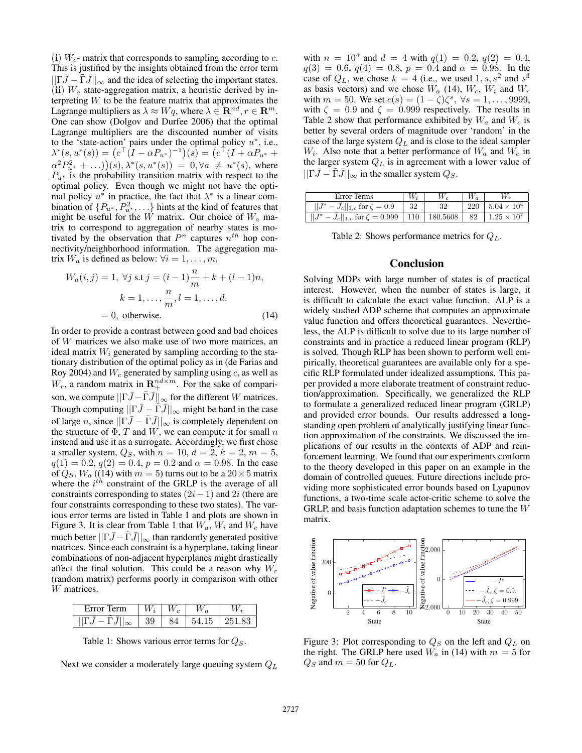(**i**) $W_c$- matrix that corresponds to sampling according to $c$. This is justified by the insights obtained from the error term $||\Gamma \bar{J} - \tilde{\Gamma}\bar{J}||_\infty$ and the idea of selecting the important states. (**ii**) $W_a$ state-aggregation matrix, a heuristic derived by interpreting $W$ to be the feature matrix that approximates the Lagrange multipliers as $\lambda \approx Wq$, where $\lambda \in \mathbf{R}^{nd}, r \in \mathbf{R}^m$. One can show (Dolgov and Durfee 2006) that the optimal Lagrange multipliers are the discounted number of visits to the 'state-action' pairs under the optimal policy $u^*$, i.e., $\lambda^*(s, u^*(s)) = \big(c^\top (I - \alpha P_{u^*})^{-1}\big)(s) = \big(c^\top (I + \alpha P_{u^*} + \alpha^2 P_{u^*}^2 + \ldots)\big)(s), \lambda^*(s, u^*(s)) = 0, \forall a \neq u^*(s)$, where $P_{u^*}$ is the probability transition matrix with respect to the optimal policy. Even though we might not have the optimal policy $u^*$ in practice, the fact that $\lambda^*$ is a linear combination of $\{P_{u^*}, P_{u^*}^2, \ldots\}$ hints at the kind of features that might be useful for the $W$ matrix. Our choice of $W_a$ matrix to correspond to aggregation of nearby states is motivated by the observation that $P^n$ captures $n^{th}$ hop connectivity/neighborhood information. The aggregation matrix $W_a$ is defined as below: $\forall i = 1, \ldots, m$,

$$
\begin{aligned}
W_a(i, j) &= 1, \ \forall j \text{ s.t } j = (i-1)\frac{n}{m} + k + (l-1)n, \\
& \qquad k = 1, \ldots, \frac{n}{m}, l = 1, \ldots, d, \\
&= 0, \text{ otherwise.}
\end{aligned} \tag{14}
$$

In order to provide a contrast between good and bad choices of $W$ matrices we also make use of two more matrices, an ideal matrix $W_i$ generated by sampling according to the stationary distribution of the optimal policy as in (de Farias and Roy 2004) and $W_c$ generated by sampling using $c$, as well as $W_r$, a random matrix in $\mathbf{R}_+^{nd \times m}$. For the sake of comparison, we compute $||\Gamma \bar{J} - \tilde{\Gamma}\bar{J}||_\infty$ for the different $W$ matrices. Though computing $||\Gamma \bar{J} - \tilde{\Gamma}\bar{J}||_\infty$ might be hard in the case of large $n$, since $||\Gamma \bar{J} - \tilde{\Gamma}\bar{J}||_\infty$ is completely dependent on the structure of $\Phi$, $T$ and $W$, we can compute it for small $n$ instead and use it as a surrogate. Accordingly, we first chose a smaller system, $Q_S$, with $n = 10$, $d = 2$, $k = 2$, $m = 5$, $q(1) = 0.2$, $q(2) = 0.4$, $p = 0.2$ and $\alpha = 0.98$. In the case of $Q_S$, $W_a$ ((14) with $m = 5$) turns out to be a $20 \times 5$ matrix where the $i^{th}$ constraint of the GRLP is the average of all constraints corresponding to states $(2i - 1)$ and $2i$ (there are four constraints corresponding to these two states). The various error terms are listed in Table 1 and plots are shown in Figure 3. It is clear from Table 1 that $W_a$, $W_i$ and $W_c$ have much better $||\Gamma \bar{J} - \tilde{\Gamma}\bar{J}||_\infty$ than randomly generated positive matrices. Since each constraint is a hyperplane, taking linear combinations of non-adjacent hyperplanes might drastically affect the final solution. This could be a reason why $W_r$ (random matrix) performs poorly in comparison with other $W$ matrices.

| Error Term | $W_i$ | $W_c$ | $W_a$ | $W_r$ |
|---|---|---|---|---|
| $\|\|\Gamma \bar{J} - \tilde{\Gamma}\bar{J}\|\|_\infty$ | 39 | 84 | 54.15 | 251.83 |

Table 1: Shows various error terms for $Q_S$.

Next we consider a moderately large queuing system $Q_L$ with $n = 10^4$ and $d = 4$ with $q(1) = 0.2$, $q(2) = 0.4$, $q(3) = 0.6$, $q(4) = 0.8$, $p = 0.4$ and $\alpha = 0.98$. In the case of $Q_L$, we chose $k = 4$ (i.e., we used $1, s, s^2$ and $s^3$ as basis vectors) and we chose $W_a$ (14), $W_c$, $W_i$ and $W_r$ with $m = 50$. We set $c(s) = (1 - \zeta)\zeta^s$, $\forall s = 1, \ldots, 9999$, with $\zeta = 0.9$ and $\zeta = 0.999$ respectively. The results in Table 2 show that performance exhibited by $W_a$ and $W_c$ is better by several orders of magnitude over 'random' in the case of the large system $Q_L$ and is close to the ideal sampler $W_i$. Also note that a better performance of $W_a$ and $W_c$ in the larger system $Q_L$ is in agreement with a lower value of $||\Gamma \bar{J} - \tilde{\Gamma}\bar{J}||_\infty$ in the smaller system $Q_S$.

| Error Terms | $W_i$ | $W_c$ | $W_a$ | $W_r$ |
|---|---|---|---|---|
| $\|\|J^* - \hat{J}_c\|\|_{1,c}$ for $\zeta = 0.9$ | 32 | 32 | 220 | $5.04 \times 10^4$ |
| $\|\|J^* - \hat{J}_c\|\|_{1,c}$ for $\zeta = 0.999$ | 110 | 180.5608 | 82 | $1.25 \times 10^7$ |

Table 2: Shows performance metrics for $Q_L$.

## Conclusion

Solving MDPs with large number of states is of practical interest. However, when the number of states is large, it is difficult to calculate the exact value function. ALP is a widely studied ADP scheme that computes an approximate value function and offers theoretical guarantees. Nevertheless, the ALP is difficult to solve due to its large number of constraints and in practice a reduced linear program (RLP) is solved. Though RLP has been shown to perform well empirically, theoretical guarantees are available only for a specific RLP formulated under idealized assumptions. This paper provided a more elaborate treatment of constraint reduction/approximation. Specifically, we generalized the RLP to formulate a generalized reduced linear program (GRLP) and provided error bounds. Our results addressed a long-standing open problem of analytically justifying linear function approximation of the constraints. We discussed the implications of our results in the contexts of ADP and reinforcement learning. We found that our experiments conform to the theory developed in this paper on an example in the domain of controlled queues. Future directions include providing more sophisticated error bounds based on Lyapunov functions, a two-time scale actor-critic scheme to solve the GRLP, and basis function adaptation schemes to tune the $W$ matrix.

Figure 3: Plot corresponding to $Q_S$ on the left and $Q_L$ on the right. The GRLP here used $W_a$ in (14) with $m = 5$ for $Q_S$ and $m = 50$ for $Q_L$.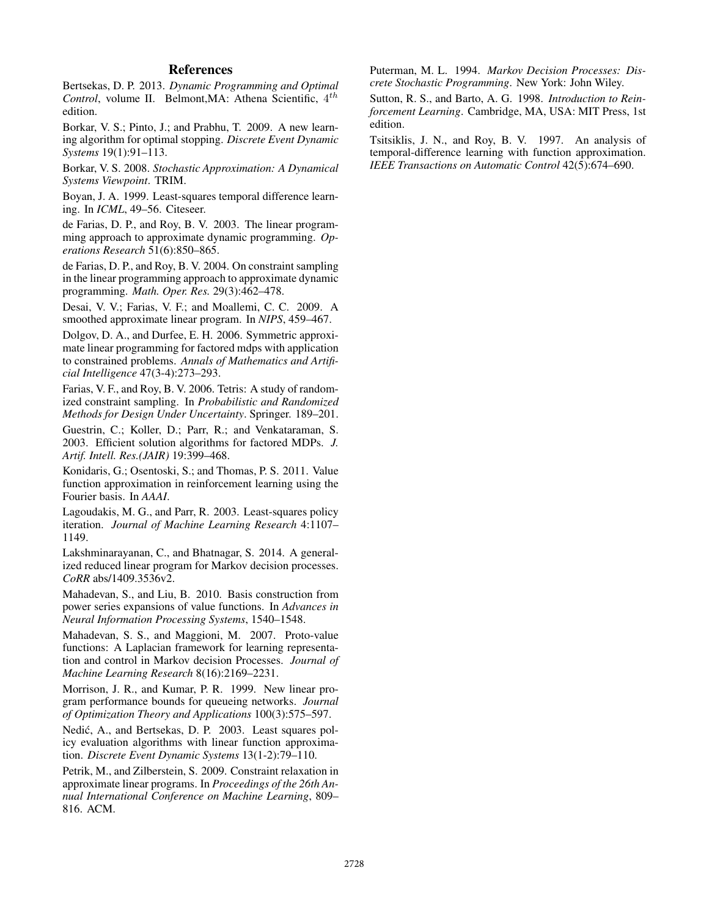## References

Bertsekas, D. P. 2013. *Dynamic Programming and Optimal Control*, volume II. Belmont,MA: Athena Scientific, $4^{th}$ edition.

Borkar, V. S.; Pinto, J.; and Prabhu, T. 2009. A new learning algorithm for optimal stopping. *Discrete Event Dynamic Systems* 19(1):91–113.

Borkar, V. S. 2008. *Stochastic Approximation: A Dynamical Systems Viewpoint*. TRIM.

Boyan, J. A. 1999. Least-squares temporal difference learning. In *ICML*, 49–56. Citeseer.

de Farias, D. P., and Roy, B. V. 2003. The linear programming approach to approximate dynamic programming. *Operations Research* 51(6):850–865.

de Farias, D. P., and Roy, B. V. 2004. On constraint sampling in the linear programming approach to approximate dynamic programming. *Math. Oper. Res.* 29(3):462–478.

Desai, V. V.; Farias, V. F.; and Moallemi, C. C. 2009. A smoothed approximate linear program. In *NIPS*, 459–467.

Dolgov, D. A., and Durfee, E. H. 2006. Symmetric approximate linear programming for factored mdps with application to constrained problems. *Annals of Mathematics and Artificial Intelligence* 47(3-4):273–293.

Farias, V. F., and Roy, B. V. 2006. Tetris: A study of randomized constraint sampling. In *Probabilistic and Randomized Methods for Design Under Uncertainty*. Springer. 189–201.

Guestrin, C.; Koller, D.; Parr, R.; and Venkataraman, S. 2003. Efficient solution algorithms for factored MDPs. *J. Artif. Intell. Res.(JAIR)* 19:399–468.

Konidaris, G.; Osentoski, S.; and Thomas, P. S. 2011. Value function approximation in reinforcement learning using the Fourier basis. In *AAAI*.

Lagoudakis, M. G., and Parr, R. 2003. Least-squares policy iteration. *Journal of Machine Learning Research* 4:1107–1149.

Lakshminarayanan, C., and Bhatnagar, S. 2014. A generalized reduced linear program for Markov decision processes. *CoRR* abs/1409.3536v2.

Mahadevan, S., and Liu, B. 2010. Basis construction from power series expansions of value functions. In *Advances in Neural Information Processing Systems*, 1540–1548.

Mahadevan, S. S., and Maggioni, M. 2007. Proto-value functions: A Laplacian framework for learning representation and control in Markov decision Processes. *Journal of Machine Learning Research* 8(16):2169–2231.

Morrison, J. R., and Kumar, P. R. 1999. New linear program performance bounds for queueing networks. *Journal of Optimization Theory and Applications* 100(3):575–597.

Nedić, A., and Bertsekas, D. P. 2003. Least squares policy evaluation algorithms with linear function approximation. *Discrete Event Dynamic Systems* 13(1-2):79–110.

Petrik, M., and Zilberstein, S. 2009. Constraint relaxation in approximate linear programs. In *Proceedings of the 26th Annual International Conference on Machine Learning*, 809–816. ACM.

Puterman, M. L. 1994. *Markov Decision Processes: Discrete Stochastic Programming*. New York: John Wiley.

Sutton, R. S., and Barto, A. G. 1998. *Introduction to Reinforcement Learning*. Cambridge, MA, USA: MIT Press, 1st edition.

Tsitsiklis, J. N., and Roy, B. V. 1997. An analysis of temporal-difference learning with function approximation. *IEEE Transactions on Automatic Control* 42(5):674–690.